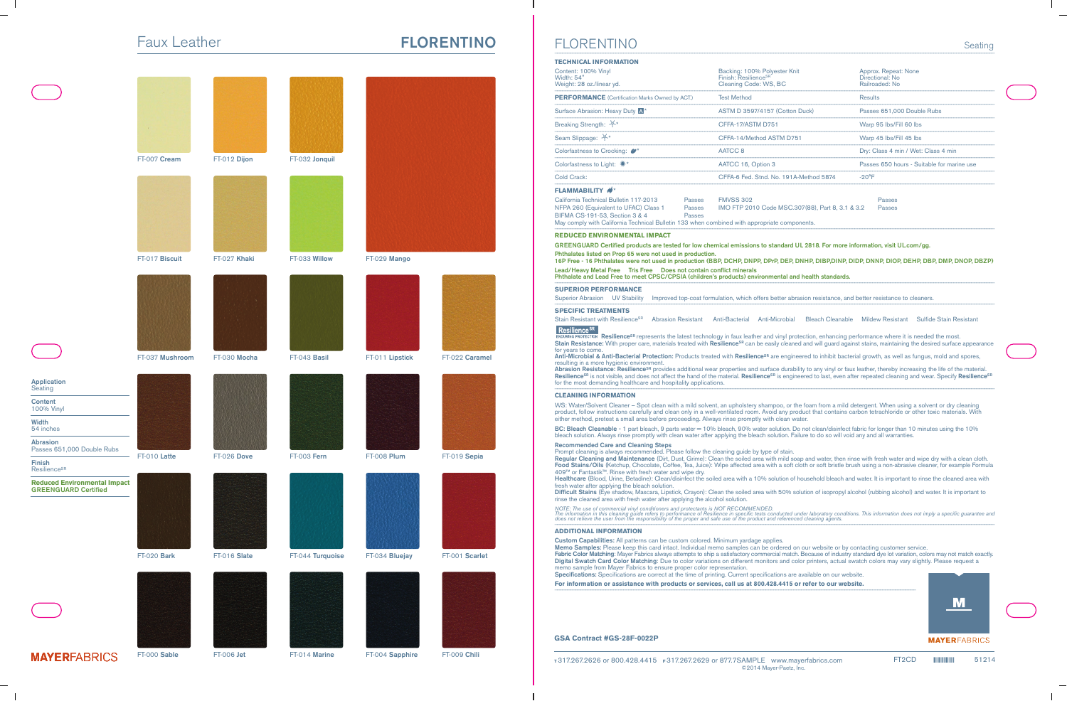# Faux Leather — FLORENTINO

FT-007 Cream
FT-012 Dijon
FT-032 Jonquil
FT-017 Biscuit
FT-027 Khaki
FT-033 Willow
FT-029 Mango
FT-037 Mushroom
FT-030 Mocha
FT-043 Basil
FT-011 Lipstick
FT-022 Caramel
FT-010 Latte
FT-026 Dove
FT-003 Fern
FT-008 Plum
FT-019 Sepia
FT-020 Bark
FT-016 Slate
FT-044 Turquoise
FT-034 Bluejay
FT-001 Scarlet
FT-000 Sable
FT-006 Jet
FT-014 Marine
FT-004 Sapphire
FT-009 Chili

**Application**
Seating

**Content**
100% Vinyl

**Width**
54 inches

**Abrasion**
Passes 651,000 Double Rubs

**Finish**
Resilience[SR]

**Reduced Environmental Impact**
**GREENGUARD Certified**

MAYERFABRICS

# FLORENTINO

Seating

## TECHNICAL INFORMATION

Content: 100% Vinyl
Width: 54"
Weight: 28 oz./linear yd.

Backing: 100% Polyester Knit
Finish: Resilience[SR]
Cleaning Code: WS, BC

Approx. Repeat: None
Directional: No
Railroaded: No

| **PERFORMANCE** (Certification Marks Owned by ACT.) | Test Method | Results |
|---|---|---|
| Surface Abrasion: Heavy Duty * | ASTM D 3597/4157 (Cotton Duck) | Passes 651,000 Double Rubs |
| Breaking Strength: * | CFFA-17/ASTM D751 | Warp 95 lbs/Fill 60 lbs |
| Seam Slippage: * | CFFA-14/Method ASTM D751 | Warp 45 lbs/Fill 45 lbs |
| Colorfastness to Crocking: * | AATCC 8 | Dry: Class 4 min / Wet: Class 4 min |
| Colorfastness to Light: * | AATCC 16, Option 3 | Passes 650 hours - Suitable for marine use |
| Cold Crack: | CFFA-6 Fed. Stnd. No. 191A-Method 5874 | -20°F |

## FLAMMABILITY *

| | | | |
|---|---|---|---|
| California Technical Bulletin 117-2013 | Passes | FMVSS 302 | Passes |
| NFPA 260 (Equivalent to UFAC) Class 1 | Passes | IMO FTP 2010 Code MSC.307(88), Part 8, 3.1 & 3.2 | Passes |
| BIFMA CS-191-53, Section 3 & 4 | Passes | | |

May comply with California Technical Bulletin 133 when combined with appropriate components.

## REDUCED ENVIRONMENTAL IMPACT

GREENGUARD Certified products are tested for low chemical emissions to standard UL 2818. For more information, visit UL.com/gg.
Phthalates listed on Prop 65 were not used in production.
16P Free - 16 Phthalates were not used in production (BBP, DCHP, DNPP, DPrP, DEP, DNHP, DIBP,DINP, DIDP, DNNP, DIOP, DEHP, DBP, DMP, DNOP, DBZP)
Lead/Heavy Metal Free   Tris Free   Does not contain conflict minerals
Phthalate and Lead Free to meet CPSC/CPSIA (children's products) environmental and health standards.

## SUPERIOR PERFORMANCE

Superior Abrasion   UV Stability   Improved top-coat formulation, which offers better abrasion resistance, and better resistance to cleaners.

## SPECIFIC TREATMENTS

Stain Resistant with Resilience[SR]   Abrasion Resistant   Anti-Bacterial   Anti-Microbial   Bleach Cleanable   Mildew Resistant   Sulfide Stain Resistant

Resilience[SR] ENDURING PROTECTION Resilience[SR] represents the latest technology in faux leather and vinyl protection, enhancing performance where it is needed the most.
**Stain Resistance:** With proper care, materials treated with **Resilience[SR]** can be easily cleaned and will guard against stains, maintaining the desired surface appearance for years to come.
**Anti-Microbial & Anti-Bacterial Protection:** Products treated with **Resilience[SR]** are engineered to inhibit bacterial growth, as well as fungus, mold and spores, resulting in a more hygienic environment.
**Abrasion Resistance:** **Resilience[SR]** provides additional wear properties and surface durability to any vinyl or faux leather, thereby increasing the life of the material.
**Resilience[SR]** is not visible, and does not affect the hand of the material. **Resilience[SR]** is engineered to last, even after repeated cleaning and wear. Specify **Resilience[SR]** for the most demanding healthcare and hospitality applications.

## CLEANING INFORMATION

WS: Water/Solvent Cleaner – Spot clean with a mild solvent, an upholstery shampoo, or the foam from a mild detergent. When using a solvent or dry cleaning product, follow instructions carefully and clean only in a well-ventilated room. Avoid any product that contains carbon tetrachloride or other toxic materials. With either method, pretest a small area before proceeding. Always rinse promptly with clean water.

**BC: Bleach Cleanable** - 1 part bleach, 9 parts water = 10% bleach, 90% water solution. Do not clean/disinfect fabric for longer than 10 minutes using the 10% bleach solution. Always rinse promptly with clean water after applying the bleach solution. Failure to do so will void any and all warranties.

**Recommended Care and Cleaning Steps**
Prompt cleaning is always recommended. Please follow the cleaning guide by type of stain.
**Regular Cleaning and Maintenance** (Dirt, Dust, Grime): Clean the soiled area with mild soap and water, then rinse with fresh water and wipe dry with a clean cloth.
**Food Stains/Oils** (Ketchup, Chocolate, Coffee, Tea, Juice): Wipe affected area with a soft cloth or soft bristle brush using a non-abrasive cleaner, for example Formula 409™ or Fantastik™. Rinse with fresh water and wipe dry.
**Healthcare** (Blood, Urine, Betadine): Clean/disinfect the soiled area with a 10% solution of household bleach and water. It is important to rinse the cleaned area with fresh water after applying the bleach solution.
**Difficult Stains** (Eye shadow, Mascara, Lipstick, Crayon): Clean the soiled area with 50% solution of isopropyl alcohol (rubbing alcohol) and water. It is important to rinse the cleaned area with fresh water after applying the alcohol solution.

*NOTE: The use of commercial vinyl conditioners and protectants is NOT RECOMMENDED.*
*The information in this cleaning guide refers to performance of Resilience in specific tests conducted under laboratory conditions. This information does not imply a specific guarantee and does not relieve the user from the responsibility of the proper and safe use of the product and referenced cleaning agents.*

## ADDITIONAL INFORMATION

**Custom Capabilities:** All patterns can be custom colored. Minimum yardage applies.
**Memo Samples:** Please keep this card intact. Individual memo samples can be ordered on our website or by contacting customer service.
**Fabric Color Matching:** Mayer Fabrics always attempts to ship a satisfactory commercial match. Because of industry standard dye lot variation, colors may not match exactly.
**Digital Swatch Card Color Matching:** Due to color variations on different monitors and color printers, actual swatch colors may vary slightly. Please request a memo sample from Mayer Fabrics to ensure proper color representation.
**Specifications:** Specifications are correct at the time of printing. Current specifications are available on our website.
**For information or assistance with products or services, call us at 800.428.4415 or refer to our website.**

**GSA Contract #GS-28F-0022P**

MAYERFABRICS

T 317.267.2626 or 800.428.4415   F 317.267.2629 or 877.7SAMPLE   www.mayerfabrics.com   FT2CD   51214
©2014 Mayer-Paetz, Inc.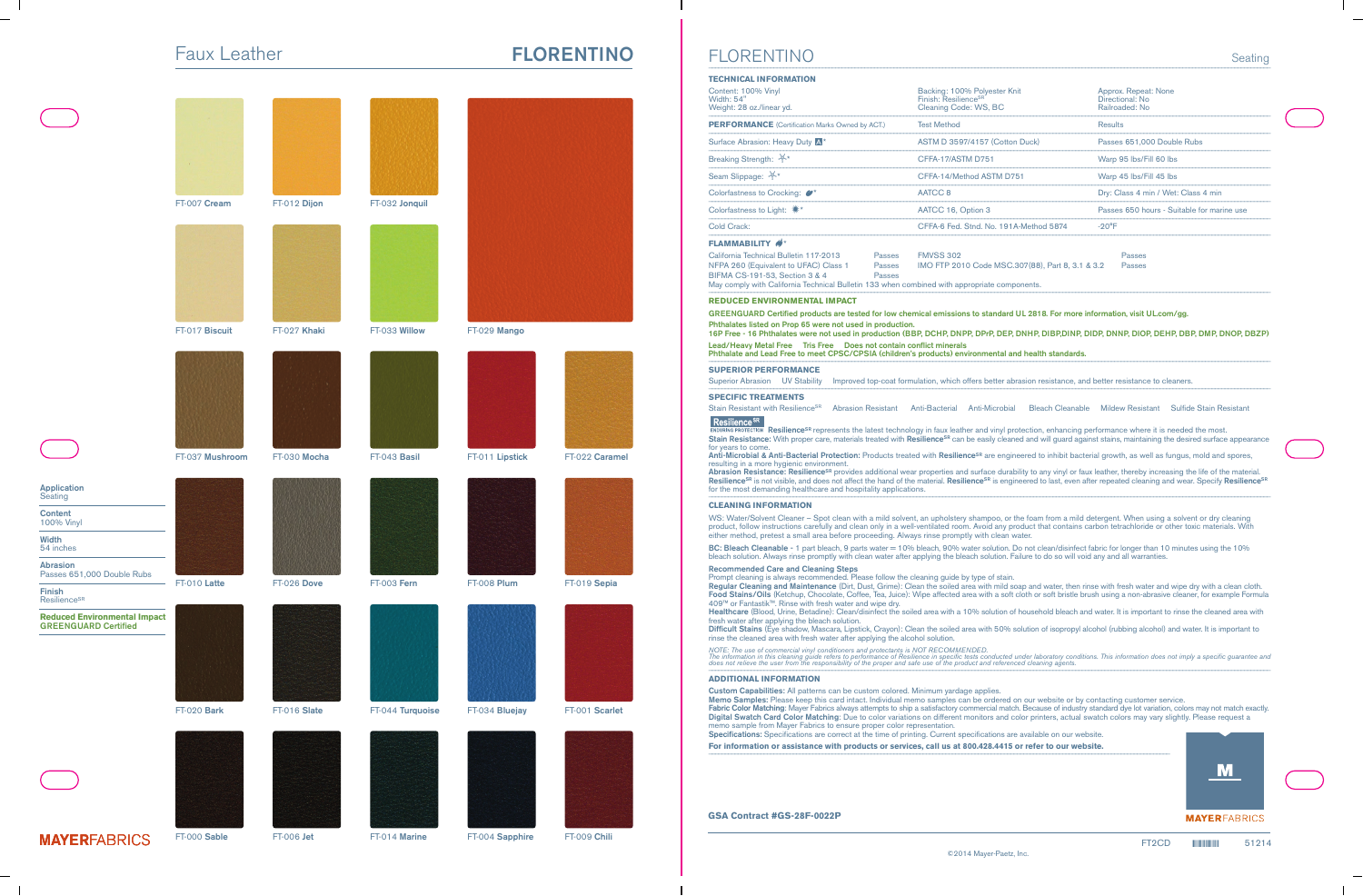# Faux Leather

# FLORENTINO

FT-007 **Cream**
FT-012 **Dijon**
FT-032 **Jonquil**
FT-017 **Biscuit**
FT-027 **Khaki**
FT-033 **Willow**
FT-029 **Mango**
FT-037 **Mushroom**
FT-030 **Mocha**
FT-043 **Basil**
FT-011 **Lipstick**
FT-022 **Caramel**
FT-010 **Latte**
FT-026 **Dove**
FT-003 **Fern**
FT-008 **Plum**
FT-019 **Sepia**
FT-020 **Bark**
FT-016 **Slate**
FT-044 **Turquoise**
FT-034 **Bluejay**
FT-001 **Scarlet**
FT-000 **Sable**
FT-006 **Jet**
FT-014 **Marine**
FT-004 **Sapphire**
FT-009 **Chili**

**Application**
Seating

**Content**
100% Vinyl

**Width**
54 inches

**Abrasion**
Passes 651,000 Double Rubs

**Finish**
Resilience[SR]

**Reduced Environmental Impact**
**GREENGUARD Certified**

**MAYERFABRICS**

# FLORENTINO

Seating

## TECHNICAL INFORMATION

| | | |
|---|---|---|
| Content: 100% Vinyl | Backing: 100% Polyester Knit | Approx. Repeat: None |
| Width: 54" | Finish: Resilience[SR] | Directional: No |
| Weight: 28 oz./linear yd. | Cleaning Code: WS, BC | Railroaded: No |

| **PERFORMANCE** (Certification Marks Owned by ACT.) | Test Method | Results |
|---|---|---|
| Surface Abrasion: Heavy Duty * | ASTM D 3597/4157 (Cotton Duck) | Passes 651,000 Double Rubs |
| Breaking Strength: * | CFFA-17/ASTM D751 | Warp 95 lbs/Fill 60 lbs |
| Seam Slippage: * | CFFA-14/Method ASTM D751 | Warp 45 lbs/Fill 45 lbs |
| Colorfastness to Crocking: * | AATCC 8 | Dry: Class 4 min / Wet: Class 4 min |
| Colorfastness to Light: * | AATCC 16, Option 3 | Passes 650 hours - Suitable for marine use |
| Cold Crack: | CFFA-6 Fed. Stnd. No. 191A-Method 5874 | -20°F |

## FLAMMABILITY *

| | | | |
|---|---|---|---|
| California Technical Bulletin 117-2013 | Passes | FMVSS 302 | Passes |
| NFPA 260 (Equivalent to UFAC) Class 1 | Passes | IMO FTP 2010 Code MSC.307(88), Part 8, 3.1 & 3.2 | Passes |
| BIFMA CS-191-53, Section 3 & 4 | Passes | | |

May comply with California Technical Bulletin 133 when combined with appropriate components.

## REDUCED ENVIRONMENTAL IMPACT

GREENGUARD Certified products are tested for low chemical emissions to standard UL 2818. For more information, visit UL.com/gg.

Phthalates listed on Prop 65 were not used in production.

16P Free - 16 Phthalates were not used in production (BBP, DCHP, DNPP, DPrP, DEP, DNHP, DIBP,DINP, DIDP, DNNP, DIOP, DEHP, DBP, DMP, DNOP, DBZP)

Lead/Heavy Metal Free  Tris Free  Does not contain conflict minerals

Phthalate and Lead Free to meet CPSC/CPSIA (children's products) environmental and health standards.

## SUPERIOR PERFORMANCE

Superior Abrasion  UV Stability  Improved top-coat formulation, which offers better abrasion resistance, and better resistance to cleaners.

## SPECIFIC TREATMENTS

Stain Resistant with Resilience[SR]  Abrasion Resistant  Anti-Bacterial  Anti-Microbial  Bleach Cleanable  Mildew Resistant  Sulfide Stain Resistant

Resilience[SR] ENDURING PROTECTION **Resilience[SR]** represents the latest technology in faux leather and vinyl protection, enhancing performance where it is needed the most.

**Stain Resistance:** With proper care, materials treated with **Resilience[SR]** can be easily cleaned and will guard against stains, maintaining the desired surface appearance for years to come.

**Anti-Microbial & Anti-Bacterial Protection:** Products treated with **Resilience[SR]** are engineered to inhibit bacterial growth, as well as fungus, mold and spores, resulting in a more hygienic environment.

**Abrasion Resistance: Resilience[SR]** provides additional wear properties and surface durability to any vinyl or faux leather, thereby increasing the life of the material.

**Resilience[SR]** is not visible, and does not affect the hand of the material. **Resilience[SR]** is engineered to last, even after repeated cleaning and wear. Specify **Resilience[SR]** for the most demanding healthcare and hospitality applications.

## CLEANING INFORMATION

WS: Water/Solvent Cleaner – Spot clean with a mild solvent, an upholstery shampoo, or the foam from a mild detergent. When using a solvent or dry cleaning product, follow instructions carefully and clean only in a well-ventilated room. Avoid any product that contains carbon tetrachloride or other toxic materials. With either method, pretest a small area before proceeding. Always rinse promptly with clean water.

**BC: Bleach Cleanable** - 1 part bleach, 9 parts water = 10% bleach, 90% water solution. Do not clean/disinfect fabric for longer than 10 minutes using the 10% bleach solution. Always rinse promptly with clean water after applying the bleach solution. Failure to do so will void any and all warranties.

**Recommended Care and Cleaning Steps**

Prompt cleaning is always recommended. Please follow the cleaning guide by type of stain.

**Regular Cleaning and Maintenance** (Dirt, Dust, Grime): Clean the soiled area with mild soap and water, then rinse with fresh water and wipe dry with a clean cloth.

**Food Stains/Oils** (Ketchup, Chocolate, Coffee, Tea, Juice): Wipe affected area with a soft cloth or soft bristle brush using a non-abrasive cleaner, for example Formula 409™ or Fantastik™. Rinse with fresh water and wipe dry.

**Healthcare** (Blood, Urine, Betadine): Clean/disinfect the soiled area with a 10% solution of household bleach and water. It is important to rinse the cleaned area with fresh water after applying the bleach solution.

**Difficult Stains** (Eye shadow, Mascara, Lipstick, Crayon): Clean the soiled area with 50% solution of isopropyl alcohol (rubbing alcohol) and water. It is important to rinse the cleaned area with fresh water after applying the alcohol solution.

*NOTE: The use of commercial vinyl conditioners and protectants is NOT RECOMMENDED.*
*The information in this cleaning guide refers to performance of Resilience in specific tests conducted under laboratory conditions. This information does not imply a specific guarantee and does not relieve the user from the responsibility of the proper and safe use of the product and recommended cleaning agents.*

## ADDITIONAL INFORMATION

**Custom Capabilities:** All patterns can be custom colored. Minimum yardage applies.

**Memo Samples:** Please keep this card intact. Individual memo samples can be ordered on our website or by contacting customer service.

**Fabric Color Matching:** Mayer Fabrics always attempts to ship a satisfactory commercial match. Because of industry standard dye lot variation, colors may not match exactly.

**Digital Swatch Card Color Matching:** Due to color variations on different monitors and color printers, actual swatch colors may vary slightly. Please request a memo sample from Mayer Fabrics to ensure proper color representation.

**Specifications:** Specifications are correct at the time of printing. Current specifications are available on our website.

**For information or assistance with products or services, call us at 800.428.4415 or refer to our website.**

**GSA Contract #GS-28F-0022P**

MAYERFABRICS

FT2CD  51214

©2014 Mayer-Paetz, Inc.